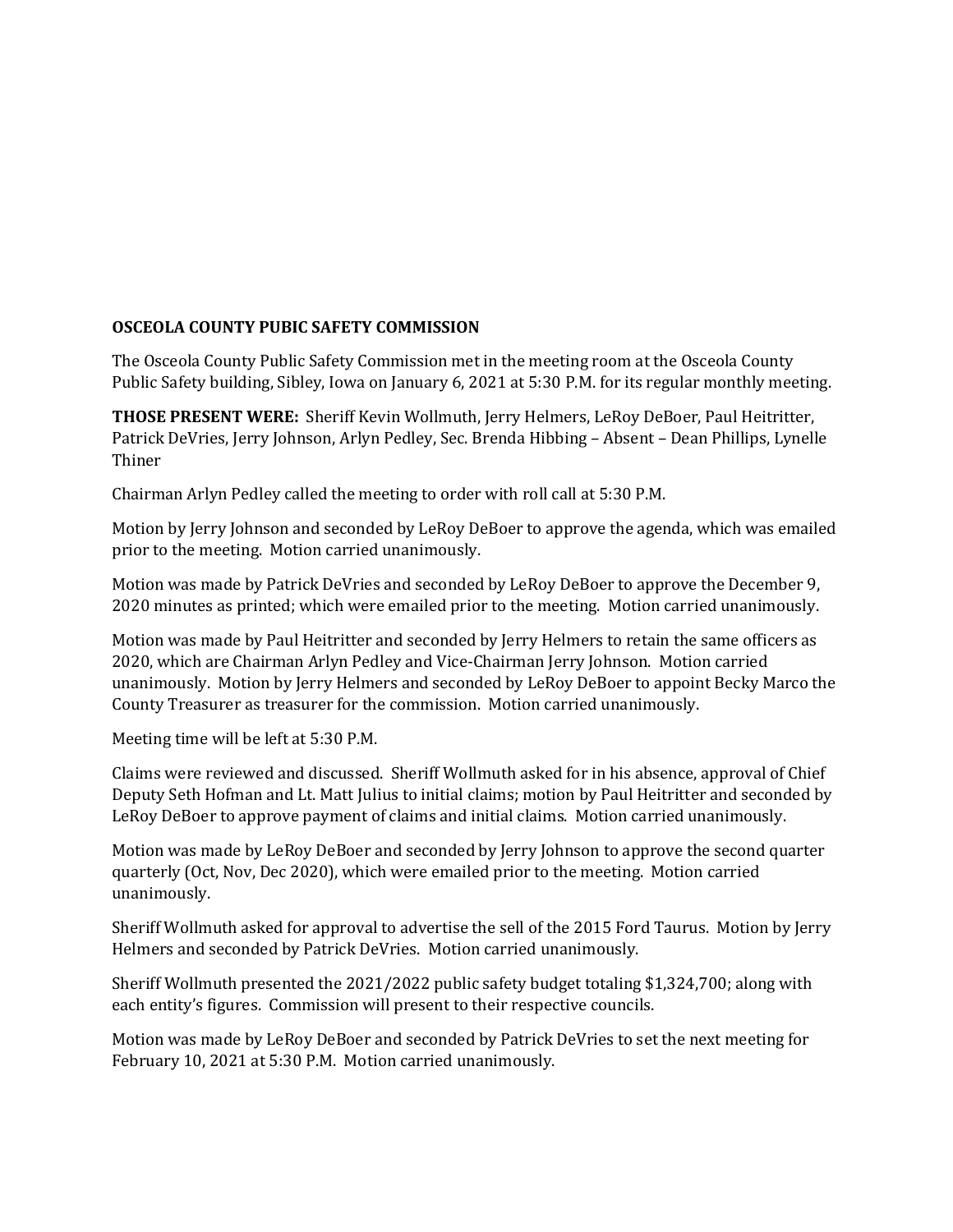**OSCEOLA COUNTY PUBIC SAFETY COMMISSION**

The Osceola County Public Safety Commission met in the meeting room at the Osceola County Public Safety building, Sibley, Iowa on January 6, 2021 at 5:30 P.M. for its regular monthly meeting.

**THOSE PRESENT WERE:** Sheriff Kevin Wollmuth, Jerry Helmers, LeRoy DeBoer, Paul Heitritter, Patrick DeVries, Jerry Johnson, Arlyn Pedley, Sec. Brenda Hibbing – Absent – Dean Phillips, Lynelle Thiner

Chairman Arlyn Pedley called the meeting to order with roll call at 5:30 P.M.

Motion by Jerry Johnson and seconded by LeRoy DeBoer to approve the agenda, which was emailed prior to the meeting. Motion carried unanimously.

Motion was made by Patrick DeVries and seconded by LeRoy DeBoer to approve the December 9, 2020 minutes as printed; which were emailed prior to the meeting. Motion carried unanimously.

Motion was made by Paul Heitritter and seconded by Jerry Helmers to retain the same officers as 2020, which are Chairman Arlyn Pedley and Vice-Chairman Jerry Johnson. Motion carried unanimously. Motion by Jerry Helmers and seconded by LeRoy DeBoer to appoint Becky Marco the County Treasurer as treasurer for the commission. Motion carried unanimously.

Meeting time will be left at 5:30 P.M.

Claims were reviewed and discussed. Sheriff Wollmuth asked for in his absence, approval of Chief Deputy Seth Hofman and Lt. Matt Julius to initial claims; motion by Paul Heitritter and seconded by LeRoy DeBoer to approve payment of claims and initial claims. Motion carried unanimously.

Motion was made by LeRoy DeBoer and seconded by Jerry Johnson to approve the second quarter quarterly (Oct, Nov, Dec 2020), which were emailed prior to the meeting. Motion carried unanimously.

Sheriff Wollmuth asked for approval to advertise the sell of the 2015 Ford Taurus. Motion by Jerry Helmers and seconded by Patrick DeVries. Motion carried unanimously.

Sheriff Wollmuth presented the 2021/2022 public safety budget totaling $1,324,700; along with each entity's figures. Commission will present to their respective councils.

Motion was made by LeRoy DeBoer and seconded by Patrick DeVries to set the next meeting for February 10, 2021 at 5:30 P.M. Motion carried unanimously.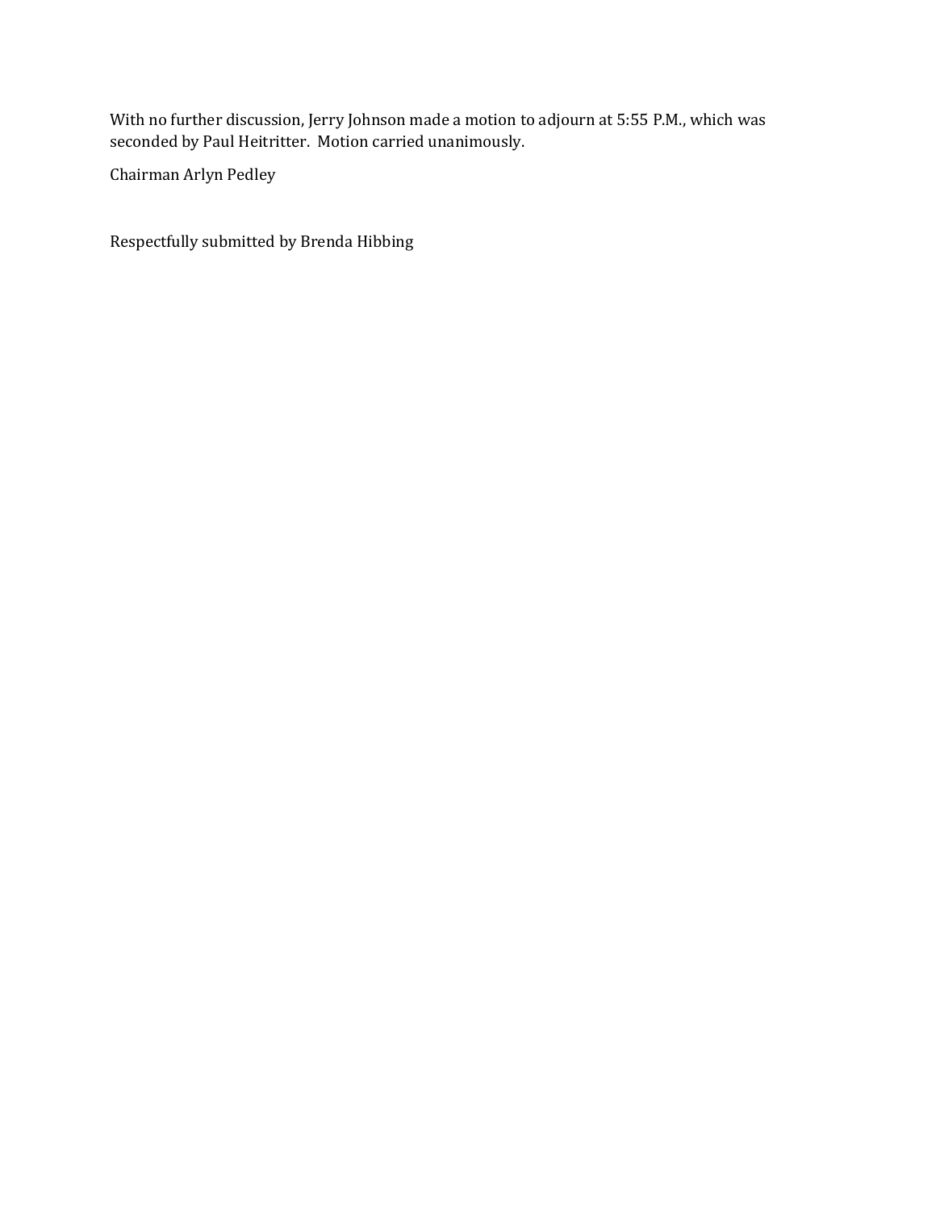With no further discussion, Jerry Johnson made a motion to adjourn at 5:55 P.M., which was seconded by Paul Heitritter. Motion carried unanimously.

Chairman Arlyn Pedley

Respectfully submitted by Brenda Hibbing